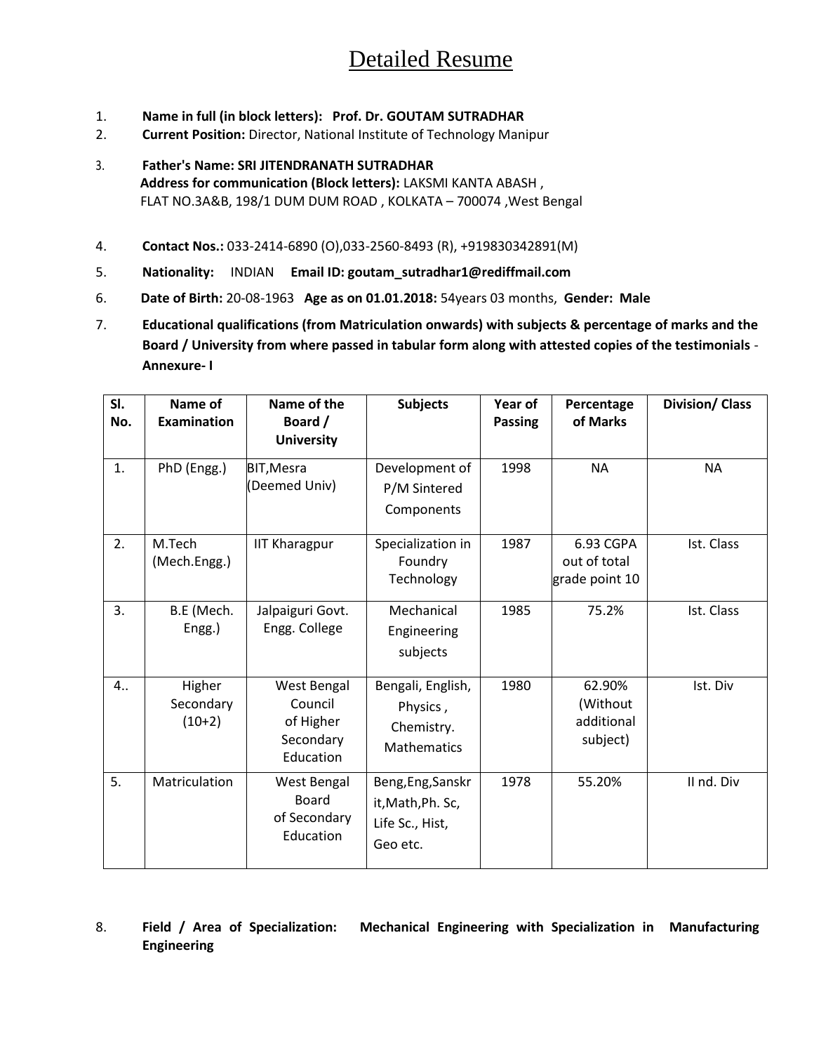# Detailed Resume

1. **Name in full (in block letters): Prof. Dr. GOUTAM SUTRADHAR**
2. **Current Position:** Director, National Institute of Technology Manipur
3. **Father's Name: SRI JITENDRANATH SUTRADHAR**
   **Address for communication (Block letters):** LAKSMI KANTA ABASH , FLAT NO.3A&B, 198/1 DUM DUM ROAD , KOLKATA – 700074 ,West Bengal
4. **Contact Nos.:** 033-2414-6890 (O),033-2560-8493 (R), +919830342891(M)
5. **Nationality:** INDIAN **Email ID: goutam_sutradhar1@rediffmail.com**
6. **Date of Birth:** 20-08-1963 **Age as on 01.01.2018:** 54years 03 months, **Gender: Male**
7. **Educational qualifications (from Matriculation onwards) with subjects & percentage of marks and the Board / University from where passed in tabular form along with attested copies of the testimonials** - **Annexure- I**

| Sl. No. | Name of Examination | Name of the Board / University | Subjects | Year of Passing | Percentage of Marks | Division/ Class |
|---|---|---|---|---|---|---|
| 1. | PhD (Engg.) | BIT,Mesra (Deemed Univ) | Development of P/M Sintered Components | 1998 | NA | NA |
| 2. | M.Tech (Mech.Engg.) | IIT Kharagpur | Specialization in Foundry Technology | 1987 | 6.93 CGPA out of total grade point 10 | Ist. Class |
| 3. | B.E (Mech. Engg.) | Jalpaiguri Govt. Engg. College | Mechanical Engineering subjects | 1985 | 75.2% | Ist. Class |
| 4.. | Higher Secondary (10+2) | West Bengal Council of Higher Secondary Education | Bengali, English, Physics , Chemistry. Mathematics | 1980 | 62.90% (Without additional subject) | Ist. Div |
| 5. | Matriculation | West Bengal Board of Secondary Education | Beng,Eng,Sanskrit,Math,Ph. Sc, Life Sc., Hist, Geo etc. | 1978 | 55.20% | II nd. Div |

8. **Field / Area of Specialization: Mechanical Engineering with Specialization in Manufacturing Engineering**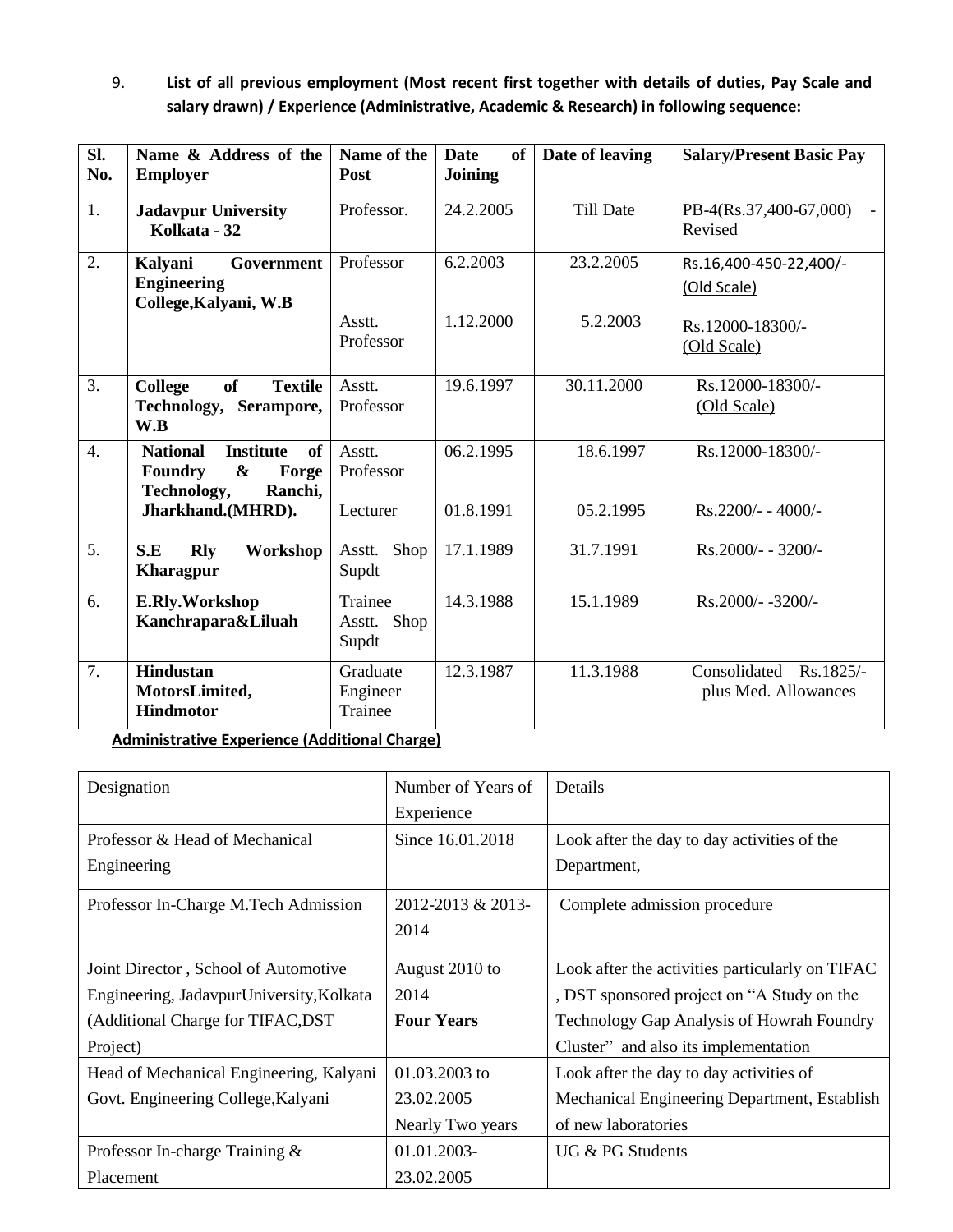9. **List of all previous employment (Most recent first together with details of duties, Pay Scale and salary drawn) / Experience (Administrative, Academic & Research) in following sequence:**

| Sl. No. | Name & Address of the Employer | Name of the Post | Date of Joining | Date of leaving | Salary/Present Basic Pay |
|---|---|---|---|---|---|
| 1. | **Jadavpur University Kolkata - 32** | Professor. | 24.2.2005 | Till Date | PB-4(Rs.37,400-67,000) - Revised |
| 2. | **Kalyani Government Engineering College,Kalyani, W.B** | Professor | 6.2.2003 | 23.2.2005 | Rs.16,400-450-22,400/- (Old Scale) |
| | | Asstt. Professor | 1.12.2000 | 5.2.2003 | Rs.12000-18300/- (Old Scale) |
| 3. | **College of Textile Technology, Serampore, W.B** | Asstt. Professor | 19.6.1997 | 30.11.2000 | Rs.12000-18300/- (Old Scale) |
| 4. | **National Institute of Foundry & Forge Technology, Ranchi, Jharkhand.(MHRD).** | Asstt. Professor | 06.2.1995 | 18.6.1997 | Rs.12000-18300/- |
| | | Lecturer | 01.8.1991 | 05.2.1995 | Rs.2200/- - 4000/- |
| 5. | **S.E Rly Workshop Kharagpur** | Asstt. Shop Supdt | 17.1.1989 | 31.7.1991 | Rs.2000/- - 3200/- |
| 6. | **E.Rly.Workshop Kanchrapara&Liluah** | Trainee Asstt. Shop Supdt | 14.3.1988 | 15.1.1989 | Rs.2000/- -3200/- |
| 7. | **Hindustan MotorsLimited, Hindmotor** | Graduate Engineer Trainee | 12.3.1987 | 11.3.1988 | Consolidated Rs.1825/- plus Med. Allowances |

**Administrative Experience (Additional Charge)**

| Designation | Number of Years of Experience | Details |
|---|---|---|
| Professor & Head of Mechanical Engineering | Since 16.01.2018 | Look after the day to day activities of the Department, |
| Professor In-Charge M.Tech Admission | 2012-2013 & 2013-2014 | Complete admission procedure |
| Joint Director , School of Automotive Engineering, JadavpurUniversity,Kolkata (Additional Charge for TIFAC,DST Project) | August 2010 to 2014 **Four Years** | Look after the activities particularly on TIFAC , DST sponsored project on "A Study on the Technology Gap Analysis of Howrah Foundry Cluster" and also its implementation |
| Head of Mechanical Engineering, Kalyani Govt. Engineering College,Kalyani | 01.03.2003 to 23.02.2005 Nearly Two years | Look after the day to day activities of Mechanical Engineering Department, Establish of new laboratories |
| Professor In-charge Training & Placement | 01.01.2003-23.02.2005 | UG & PG Students |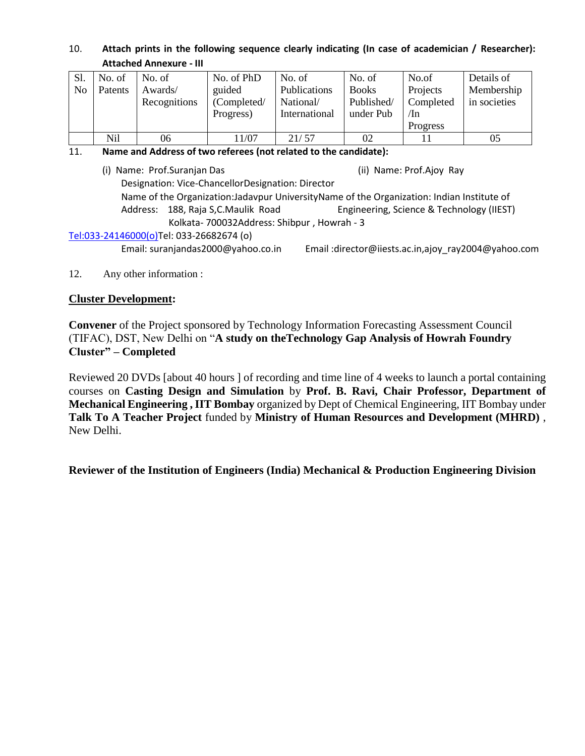10. **Attach prints in the following sequence clearly indicating (In case of academician / Researcher): Attached Annexure - III**

| Sl. No | No. of Patents | No. of Awards/ Recognitions | No. of PhD guided (Completed/ Progress) | No. of Publications National/ International | No. of Books Published/ under Pub | No.of Projects Completed /In Progress | Details of Membership in societies |
|---|---|---|---|---|---|---|---|
| | Nil | 06 | 11/07 | 21/ 57 | 02 | 11 | 05 |

11. **Name and Address of two referees (not related to the candidate):**

(i) Name: Prof.Suranjan Das
Designation: Vice-Chancellor
Name of the Organization: Jadavpur University
Address: 188, Raja S,C.Maulik Road
Kolkata- 700032
Tel:033-24146000(o)
Email: suranjandas2000@yahoo.co.in

(ii) Name: Prof.Ajoy Ray
Designation: Director
Name of the Organization: Indian Institute of Engineering, Science & Technology (IIEST)
Address: Shibpur , Howrah - 3
Tel: 033-26682674 (o)
Email :director@iiests.ac.in,ajoy_ray2004@yahoo.com

12. Any other information :

**Cluster Development:**

**Convener** of the Project sponsored by Technology Information Forecasting Assessment Council (TIFAC), DST, New Delhi on "**A study on theTechnology Gap Analysis of Howrah Foundry Cluster" – Completed**

Reviewed 20 DVDs [about 40 hours ] of recording and time line of 4 weeks to launch a portal containing courses on **Casting Design and Simulation** by **Prof. B. Ravi, Chair Professor, Department of Mechanical Engineering , IIT Bombay** organized by Dept of Chemical Engineering, IIT Bombay under **Talk To A Teacher Project** funded by **Ministry of Human Resources and Development (MHRD)** , New Delhi.

**Reviewer of the Institution of Engineers (India) Mechanical & Production Engineering Division**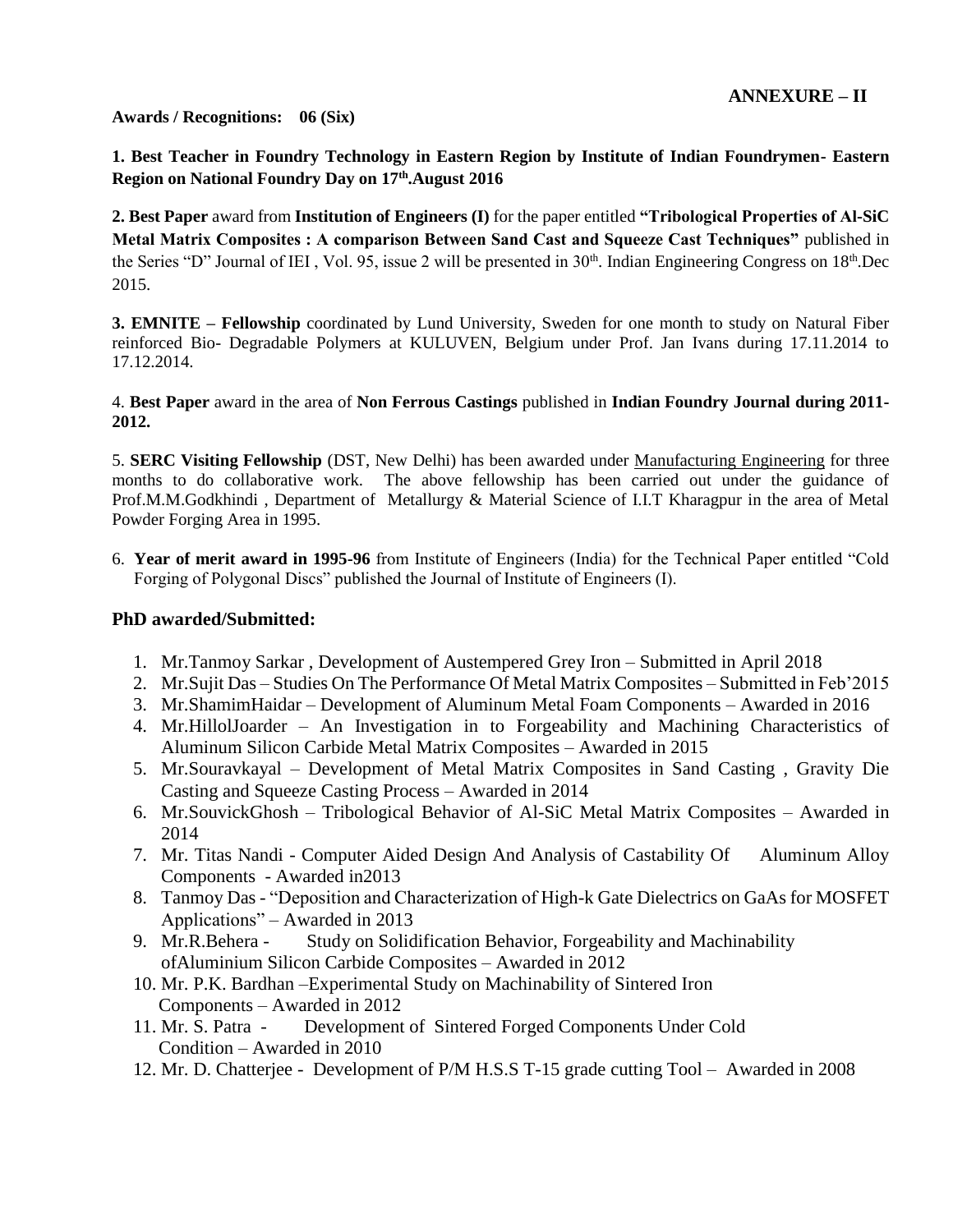**ANNEXURE – II**

**Awards / Recognitions: 06 (Six)**

**1. Best Teacher in Foundry Technology in Eastern Region by Institute of Indian Foundrymen- Eastern Region on National Foundry Day on 17th.August 2016**

**2. Best Paper** award from **Institution of Engineers (I)** for the paper entitled **"Tribological Properties of Al-SiC Metal Matrix Composites : A comparison Between Sand Cast and Squeeze Cast Techniques"** published in the Series "D" Journal of IEI , Vol. 95, issue 2 will be presented in 30th. Indian Engineering Congress on 18th.Dec 2015.

**3. EMNITE – Fellowship** coordinated by Lund University, Sweden for one month to study on Natural Fiber reinforced Bio- Degradable Polymers at KULUVEN, Belgium under Prof. Jan Ivans during 17.11.2014 to 17.12.2014.

4. **Best Paper** award in the area of **Non Ferrous Castings** published in **Indian Foundry Journal during 2011-2012.**

5. **SERC Visiting Fellowship** (DST, New Delhi) has been awarded under Manufacturing Engineering for three months to do collaborative work. The above fellowship has been carried out under the guidance of Prof.M.M.Godkhindi , Department of Metallurgy & Material Science of I.I.T Kharagpur in the area of Metal Powder Forging Area in 1995.

6. **Year of merit award in 1995-96** from Institute of Engineers (India) for the Technical Paper entitled "Cold Forging of Polygonal Discs" published the Journal of Institute of Engineers (I).

## PhD awarded/Submitted:

1. Mr.Tanmoy Sarkar , Development of Austempered Grey Iron – Submitted in April 2018
2. Mr.Sujit Das – Studies On The Performance Of Metal Matrix Composites – Submitted in Feb'2015
3. Mr.ShamimHaidar – Development of Aluminum Metal Foam Components – Awarded in 2016
4. Mr.HillolJoarder – An Investigation in to Forgeability and Machining Characteristics of Aluminum Silicon Carbide Metal Matrix Composites – Awarded in 2015
5. Mr.Souravkayal – Development of Metal Matrix Composites in Sand Casting , Gravity Die Casting and Squeeze Casting Process – Awarded in 2014
6. Mr.SouvickGhosh – Tribological Behavior of Al-SiC Metal Matrix Composites – Awarded in 2014
7. Mr. Titas Nandi - Computer Aided Design And Analysis of Castability Of Aluminum Alloy Components - Awarded in2013
8. Tanmoy Das - "Deposition and Characterization of High-k Gate Dielectrics on GaAs for MOSFET Applications" – Awarded in 2013
9. Mr.R.Behera - Study on Solidification Behavior, Forgeability and Machinability ofAluminium Silicon Carbide Composites – Awarded in 2012
10. Mr. P.K. Bardhan –Experimental Study on Machinability of Sintered Iron Components – Awarded in 2012
11. Mr. S. Patra - Development of Sintered Forged Components Under Cold Condition – Awarded in 2010
12. Mr. D. Chatterjee - Development of P/M H.S.S T-15 grade cutting Tool – Awarded in 2008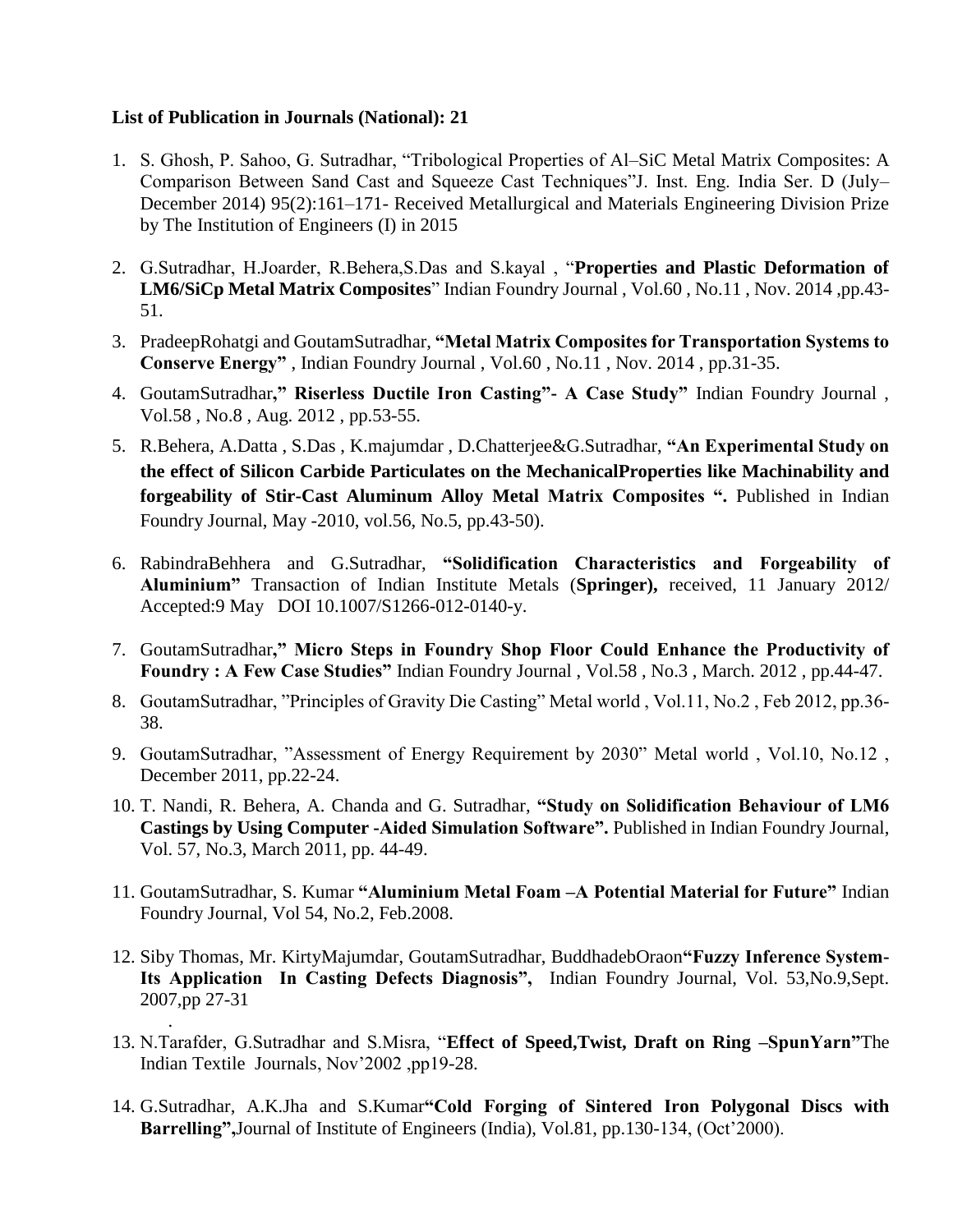**List of Publication in Journals (National): 21**

1. S. Ghosh, P. Sahoo, G. Sutradhar, "Tribological Properties of Al–SiC Metal Matrix Composites: A Comparison Between Sand Cast and Squeeze Cast Techniques"J. Inst. Eng. India Ser. D (July–December 2014) 95(2):161–171- Received Metallurgical and Materials Engineering Division Prize by The Institution of Engineers (I) in 2015

2. G.Sutradhar, H.Joarder, R.Behera,S.Das and S.kayal , "**Properties and Plastic Deformation of LM6/SiCp Metal Matrix Composites**" Indian Foundry Journal , Vol.60 , No.11 , Nov. 2014 ,pp.43-51.

3. PradeepRohatgi and GoutamSutradhar, **"Metal Matrix Composites for Transportation Systems to Conserve Energy"** , Indian Foundry Journal , Vol.60 , No.11 , Nov. 2014 , pp.31-35.

4. GoutamSutradhar**," Riserless Ductile Iron Casting"- A Case Study"** Indian Foundry Journal , Vol.58 , No.8 , Aug. 2012 , pp.53-55.

5. R.Behera, A.Datta , S.Das , K.majumdar , D.Chatterjee&G.Sutradhar, **"An Experimental Study on the effect of Silicon Carbide Particulates on the MechanicalProperties like Machinability and forgeability of Stir-Cast Aluminum Alloy Metal Matrix Composites ".** Published in Indian Foundry Journal, May -2010, vol.56, No.5, pp.43-50).

6. RabindraBehhera and G.Sutradhar, **"Solidification Characteristics and Forgeability of Aluminium"** Transaction of Indian Institute Metals (**Springer),** received, 11 January 2012/ Accepted:9 May DOI 10.1007/S1266-012-0140-y.

7. GoutamSutradhar**," Micro Steps in Foundry Shop Floor Could Enhance the Productivity of Foundry : A Few Case Studies"** Indian Foundry Journal , Vol.58 , No.3 , March. 2012 , pp.44-47.

8. GoutamSutradhar, "Principles of Gravity Die Casting" Metal world , Vol.11, No.2 , Feb 2012, pp.36-38.

9. GoutamSutradhar, "Assessment of Energy Requirement by 2030" Metal world , Vol.10, No.12 , December 2011, pp.22-24.

10. T. Nandi, R. Behera, A. Chanda and G. Sutradhar, **"Study on Solidification Behaviour of LM6 Castings by Using Computer -Aided Simulation Software".** Published in Indian Foundry Journal, Vol. 57, No.3, March 2011, pp. 44-49.

11. GoutamSutradhar, S. Kumar **"Aluminium Metal Foam –A Potential Material for Future"** Indian Foundry Journal, Vol 54, No.2, Feb.2008.

12. Siby Thomas, Mr. KirtyMajumdar, GoutamSutradhar, BuddhadebOraon**"Fuzzy Inference System-Its Application In Casting Defects Diagnosis",** Indian Foundry Journal, Vol. 53,No.9,Sept. 2007,pp 27-31
 .

13. N.Tarafder, G.Sutradhar and S.Misra, "**Effect of Speed,Twist, Draft on Ring –SpunYarn"**The Indian Textile Journals, Nov'2002 ,pp19-28.

14. G.Sutradhar, A.K.Jha and S.Kumar**"Cold Forging of Sintered Iron Polygonal Discs with Barrelling",**Journal of Institute of Engineers (India), Vol.81, pp.130-134, (Oct'2000).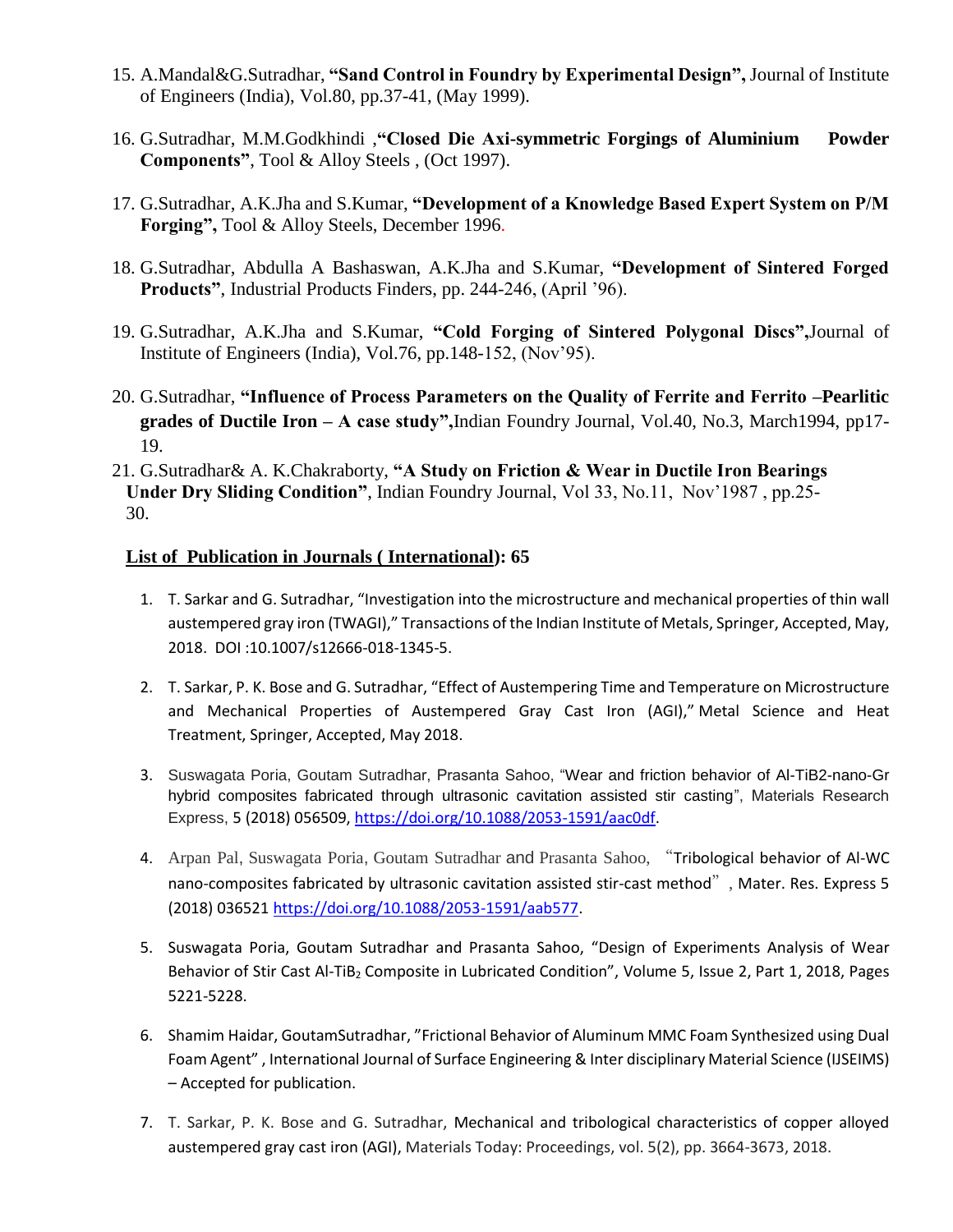15. A.Mandal&G.Sutradhar, **"Sand Control in Foundry by Experimental Design",** Journal of Institute of Engineers (India), Vol.80, pp.37-41, (May 1999).

16. G.Sutradhar, M.M.Godkhindi ,**"Closed Die Axi-symmetric Forgings of Aluminium Powder Components"**, Tool & Alloy Steels , (Oct 1997).

17. G.Sutradhar, A.K.Jha and S.Kumar, **"Development of a Knowledge Based Expert System on P/M Forging",** Tool & Alloy Steels, December 1996.

18. G.Sutradhar, Abdulla A Bashaswan, A.K.Jha and S.Kumar, **"Development of Sintered Forged Products"**, Industrial Products Finders, pp. 244-246, (April '96).

19. G.Sutradhar, A.K.Jha and S.Kumar, **"Cold Forging of Sintered Polygonal Discs",**Journal of Institute of Engineers (India), Vol.76, pp.148-152, (Nov'95).

20. G.Sutradhar, **"Influence of Process Parameters on the Quality of Ferrite and Ferrito –Pearlitic grades of Ductile Iron – A case study",**Indian Foundry Journal, Vol.40, No.3, March1994, pp17-19.

21. G.Sutradhar& A. K.Chakraborty, **"A Study on Friction & Wear in Ductile Iron Bearings Under Dry Sliding Condition"**, Indian Foundry Journal, Vol 33, No.11, Nov'1987 , pp.25-30.

**<u>List of Publication in Journals ( International</u>): 65**

1. T. Sarkar and G. Sutradhar, "Investigation into the microstructure and mechanical properties of thin wall austempered gray iron (TWAGI)," Transactions of the Indian Institute of Metals, Springer, Accepted, May, 2018. DOI :10.1007/s12666-018-1345-5.

2. T. Sarkar, P. K. Bose and G. Sutradhar, "Effect of Austempering Time and Temperature on Microstructure and Mechanical Properties of Austempered Gray Cast Iron (AGI)," Metal Science and Heat Treatment, Springer, Accepted, May 2018.

3. Suswagata Poria, Goutam Sutradhar, Prasanta Sahoo, "Wear and friction behavior of Al-TiB2-nano-Gr hybrid composites fabricated through ultrasonic cavitation assisted stir casting", Materials Research Express, 5 (2018) 056509, https://doi.org/10.1088/2053-1591/aac0df.

4. Arpan Pal, Suswagata Poria, Goutam Sutradhar and Prasanta Sahoo, "Tribological behavior of Al-WC nano-composites fabricated by ultrasonic cavitation assisted stir-cast method", Mater. Res. Express 5 (2018) 036521 https://doi.org/10.1088/2053-1591/aab577.

5. Suswagata Poria, Goutam Sutradhar and Prasanta Sahoo, "Design of Experiments Analysis of Wear Behavior of Stir Cast Al-$TiB_2$ Composite in Lubricated Condition", Volume 5, Issue 2, Part 1, 2018, Pages 5221-5228.

6. Shamim Haidar, GoutamSutradhar, "Frictional Behavior of Aluminum MMC Foam Synthesized using Dual Foam Agent" , International Journal of Surface Engineering & Inter disciplinary Material Science (IJSEIMS) – Accepted for publication.

7. T. Sarkar, P. K. Bose and G. Sutradhar, Mechanical and tribological characteristics of copper alloyed austempered gray cast iron (AGI), Materials Today: Proceedings, vol. 5(2), pp. 3664-3673, 2018.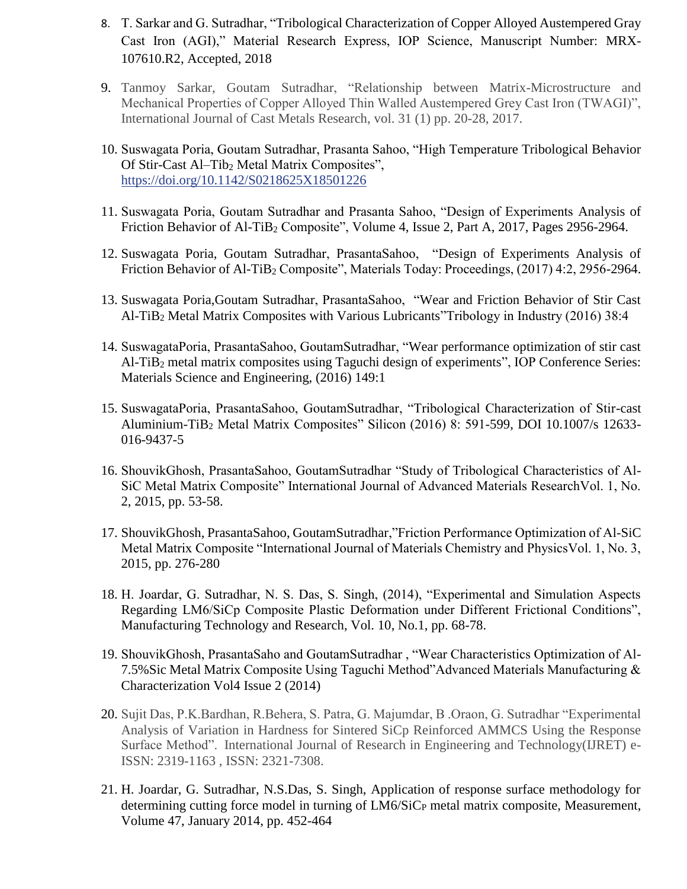8. T. Sarkar and G. Sutradhar, “Tribological Characterization of Copper Alloyed Austempered Gray Cast Iron (AGI),” Material Research Express, IOP Science, Manuscript Number: MRX-107610.R2, Accepted, 2018

9. Tanmoy Sarkar, Goutam Sutradhar, “Relationship between Matrix-Microstructure and Mechanical Properties of Copper Alloyed Thin Walled Austempered Grey Cast Iron (TWAGI)”, International Journal of Cast Metals Research, vol. 31 (1) pp. 20-28, 2017.

10. Suswagata Poria, Goutam Sutradhar, Prasanta Sahoo, “High Temperature Tribological Behavior Of Stir-Cast Al–$Tib_2$ Metal Matrix Composites”, https://doi.org/10.1142/S0218625X18501226

11. Suswagata Poria, Goutam Sutradhar and Prasanta Sahoo, “Design of Experiments Analysis of Friction Behavior of Al-$TiB_2$ Composite”, Volume 4, Issue 2, Part A, 2017, Pages 2956-2964.

12. Suswagata Poria, Goutam Sutradhar, PrasantaSahoo, “Design of Experiments Analysis of Friction Behavior of Al-$TiB_2$ Composite”, Materials Today: Proceedings, (2017) 4:2, 2956-2964.

13. Suswagata Poria,Goutam Sutradhar, PrasantaSahoo, “Wear and Friction Behavior of Stir Cast Al-$TiB_2$ Metal Matrix Composites with Various Lubricants”Tribology in Industry (2016) 38:4

14. SuswagataPoria, PrasantaSahoo, GoutamSutradhar, “Wear performance optimization of stir cast Al-$TiB_2$ metal matrix composites using Taguchi design of experiments”, IOP Conference Series: Materials Science and Engineering, (2016) 149:1

15. SuswagataPoria, PrasantaSahoo, GoutamSutradhar, “Tribological Characterization of Stir-cast Aluminium-$TiB_2$ Metal Matrix Composites” Silicon (2016) 8: 591-599, DOI 10.1007/s 12633-016-9437-5

16. ShouvikGhosh, PrasantaSahoo, GoutamSutradhar “Study of Tribological Characteristics of Al-SiC Metal Matrix Composite” International Journal of Advanced Materials ResearchVol. 1, No. 2, 2015, pp. 53-58.

17. ShouvikGhosh, PrasantaSahoo, GoutamSutradhar,”Friction Performance Optimization of Al-SiC Metal Matrix Composite “International Journal of Materials Chemistry and PhysicsVol. 1, No. 3, 2015, pp. 276-280

18. H. Joardar, G. Sutradhar, N. S. Das, S. Singh, (2014), “Experimental and Simulation Aspects Regarding LM6/SiCp Composite Plastic Deformation under Different Frictional Conditions”, Manufacturing Technology and Research, Vol. 10, No.1, pp. 68-78.

19. ShouvikGhosh, PrasantaSaho and GoutamSutradhar , “Wear Characteristics Optimization of Al-7.5%Sic Metal Matrix Composite Using Taguchi Method”Advanced Materials Manufacturing & Characterization Vol4 Issue 2 (2014)

20. Sujit Das, P.K.Bardhan, R.Behera, S. Patra, G. Majumdar, B .Oraon, G. Sutradhar “Experimental Analysis of Variation in Hardness for Sintered SiCp Reinforced AMMCS Using the Response Surface Method”. International Journal of Research in Engineering and Technology(IJRET) e-ISSN: 2319-1163 , ISSN: 2321-7308.

21. H. Joardar, G. Sutradhar, N.S.Das, S. Singh, Application of response surface methodology for determining cutting force model in turning of LM6/$SiC_P$ metal matrix composite, Measurement, Volume 47, January 2014, pp. 452-464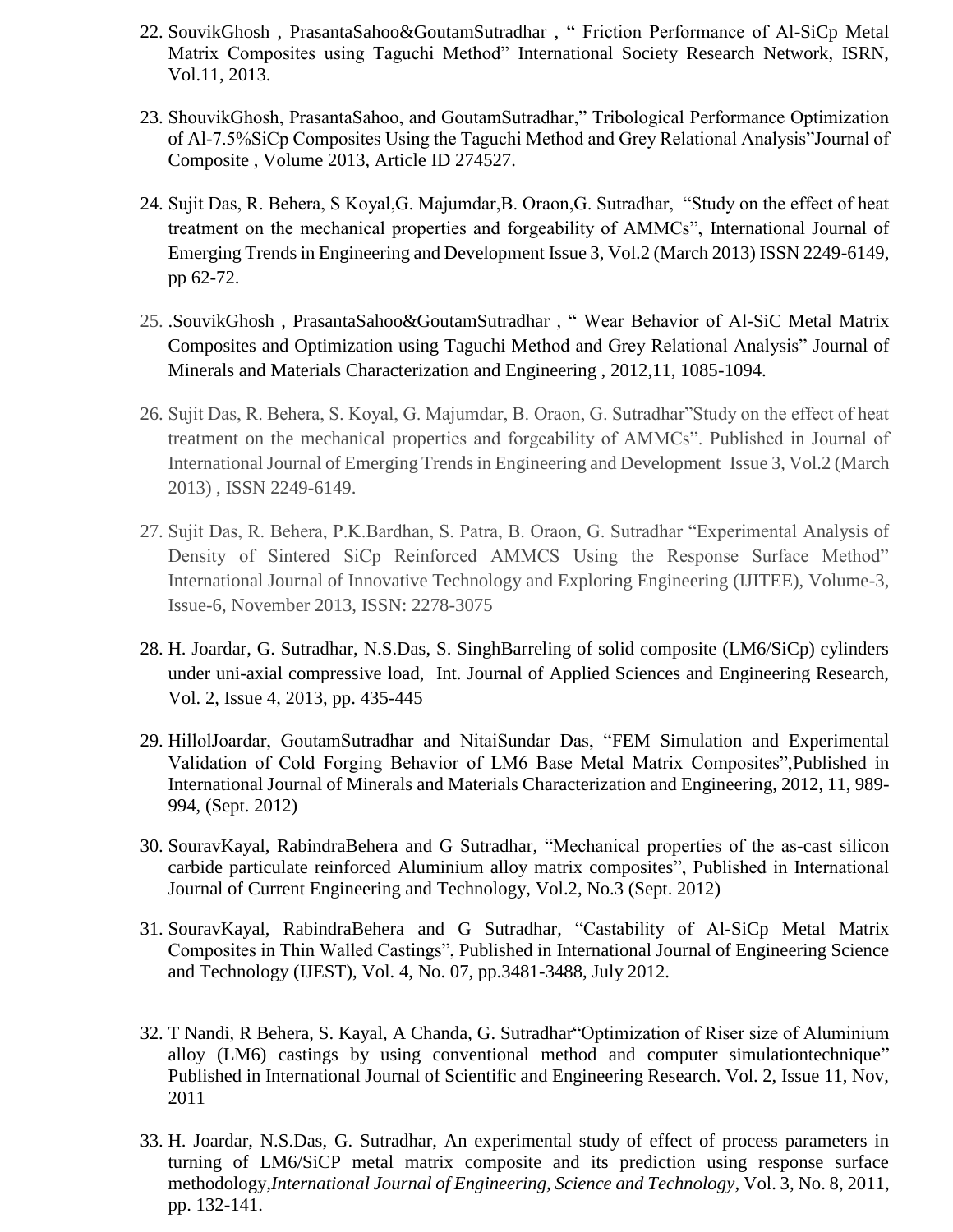22. SouvikGhosh , PrasantaSahoo&GoutamSutradhar , " Friction Performance of Al-SiCp Metal Matrix Composites using Taguchi Method" International Society Research Network, ISRN, Vol.11, 2013.

23. ShouvikGhosh, PrasantaSahoo, and GoutamSutradhar," Tribological Performance Optimization of Al-7.5%SiCp Composites Using the Taguchi Method and Grey Relational Analysis"Journal of Composite , Volume 2013, Article ID 274527.

24. Sujit Das, R. Behera, S Koyal,G. Majumdar,B. Oraon,G. Sutradhar, "Study on the effect of heat treatment on the mechanical properties and forgeability of AMMCs", International Journal of Emerging Trends in Engineering and Development Issue 3, Vol.2 (March 2013) ISSN 2249-6149, pp 62-72.

25. .SouvikGhosh , PrasantaSahoo&GoutamSutradhar , " Wear Behavior of Al-SiC Metal Matrix Composites and Optimization using Taguchi Method and Grey Relational Analysis" Journal of Minerals and Materials Characterization and Engineering , 2012,11, 1085-1094.

26. Sujit Das, R. Behera, S. Koyal, G. Majumdar, B. Oraon, G. Sutradhar"Study on the effect of heat treatment on the mechanical properties and forgeability of AMMCs". Published in Journal of International Journal of Emerging Trends in Engineering and Development Issue 3, Vol.2 (March 2013) , ISSN 2249-6149.

27. Sujit Das, R. Behera, P.K.Bardhan, S. Patra, B. Oraon, G. Sutradhar "Experimental Analysis of Density of Sintered SiCp Reinforced AMMCS Using the Response Surface Method" International Journal of Innovative Technology and Exploring Engineering (IJITEE), Volume-3, Issue-6, November 2013, ISSN: 2278-3075

28. H. Joardar, G. Sutradhar, N.S.Das, S. SinghBarreling of solid composite (LM6/SiCp) cylinders under uni-axial compressive load, Int. Journal of Applied Sciences and Engineering Research, Vol. 2, Issue 4, 2013, pp. 435-445

29. HillolJoardar, GoutamSutradhar and NitaiSundar Das, "FEM Simulation and Experimental Validation of Cold Forging Behavior of LM6 Base Metal Matrix Composites",Published in International Journal of Minerals and Materials Characterization and Engineering, 2012, 11, 989-994, (Sept. 2012)

30. SouravKayal, RabindraBehera and G Sutradhar, "Mechanical properties of the as-cast silicon carbide particulate reinforced Aluminium alloy matrix composites", Published in International Journal of Current Engineering and Technology, Vol.2, No.3 (Sept. 2012)

31. SouravKayal, RabindraBehera and G Sutradhar, "Castability of Al-SiCp Metal Matrix Composites in Thin Walled Castings", Published in International Journal of Engineering Science and Technology (IJEST), Vol. 4, No. 07, pp.3481-3488, July 2012.

32. T Nandi, R Behera, S. Kayal, A Chanda, G. Sutradhar"Optimization of Riser size of Aluminium alloy (LM6) castings by using conventional method and computer simulationtechnique" Published in International Journal of Scientific and Engineering Research. Vol. 2, Issue 11, Nov, 2011

33. H. Joardar, N.S.Das, G. Sutradhar, An experimental study of effect of process parameters in turning of LM6/SiCP metal matrix composite and its prediction using response surface methodology,*International Journal of Engineering, Science and Technology*, Vol. 3, No. 8, 2011, pp. 132-141.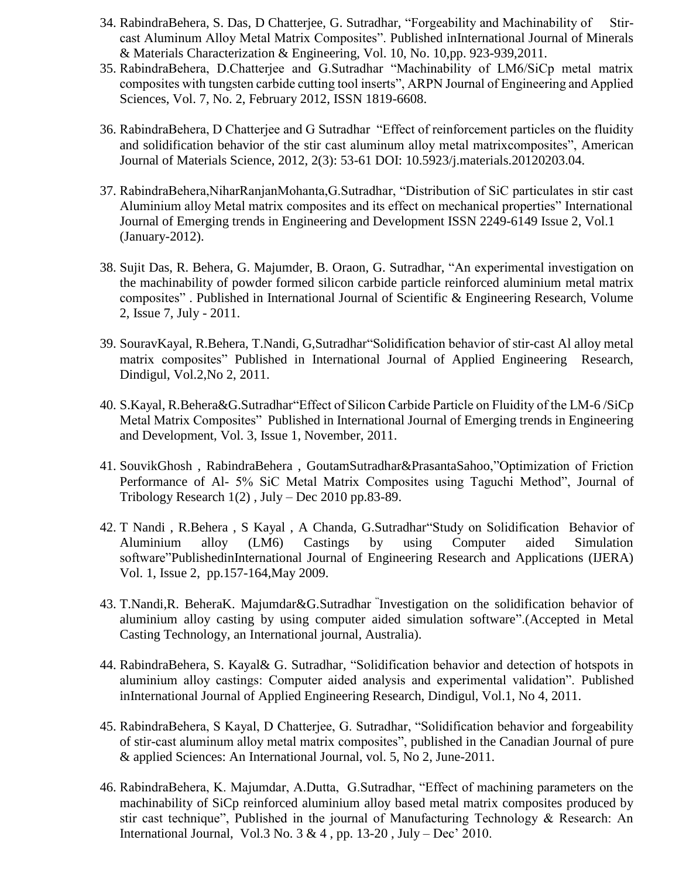34. RabindraBehera, S. Das, D Chatterjee, G. Sutradhar, "Forgeability and Machinability of Stir-cast Aluminum Alloy Metal Matrix Composites". Published inInternational Journal of Minerals & Materials Characterization & Engineering, Vol. 10, No. 10,pp. 923-939,2011.
35. RabindraBehera, D.Chatterjee and G.Sutradhar "Machinability of LM6/SiCp metal matrix composites with tungsten carbide cutting tool inserts", ARPN Journal of Engineering and Applied Sciences, Vol. 7, No. 2, February 2012, ISSN 1819-6608.
36. RabindraBehera, D Chatterjee and G Sutradhar "Effect of reinforcement particles on the fluidity and solidification behavior of the stir cast aluminum alloy metal matrixcomposites", American Journal of Materials Science, 2012, 2(3): 53-61 DOI: 10.5923/j.materials.20120203.04.
37. RabindraBehera,NiharRanjanMohanta,G.Sutradhar, "Distribution of SiC particulates in stir cast Aluminium alloy Metal matrix composites and its effect on mechanical properties" International Journal of Emerging trends in Engineering and Development ISSN 2249-6149 Issue 2, Vol.1 (January-2012).
38. Sujit Das, R. Behera, G. Majumder, B. Oraon, G. Sutradhar, "An experimental investigation on the machinability of powder formed silicon carbide particle reinforced aluminium metal matrix composites" . Published in International Journal of Scientific & Engineering Research, Volume 2, Issue 7, July - 2011.
39. SouravKayal, R.Behera, T.Nandi, G,Sutradhar"Solidification behavior of stir-cast Al alloy metal matrix composites" Published in International Journal of Applied Engineering Research, Dindigul, Vol.2,No 2, 2011.
40. S.Kayal, R.Behera&G.Sutradhar"Effect of Silicon Carbide Particle on Fluidity of the LM-6 /SiCp Metal Matrix Composites" Published in International Journal of Emerging trends in Engineering and Development, Vol. 3, Issue 1, November, 2011.
41. SouvikGhosh , RabindraBehera , GoutamSutradhar&PrasantaSahoo,"Optimization of Friction Performance of Al- 5% SiC Metal Matrix Composites using Taguchi Method", Journal of Tribology Research 1(2) , July – Dec 2010 pp.83-89.
42. T Nandi , R.Behera , S Kayal , A Chanda, G.Sutradhar"Study on Solidification Behavior of Aluminium alloy (LM6) Castings by using Computer aided Simulation software"PublishedinInternational Journal of Engineering Research and Applications (IJERA) Vol. 1, Issue 2, pp.157-164,May 2009.
43. T.Nandi,R. BeheraK. Majumdar&G.Sutradhar "Investigation on the solidification behavior of aluminium alloy casting by using computer aided simulation software".(Accepted in Metal Casting Technology, an International journal, Australia).
44. RabindraBehera, S. Kayal& G. Sutradhar, "Solidification behavior and detection of hotspots in aluminium alloy castings: Computer aided analysis and experimental validation". Published inInternational Journal of Applied Engineering Research, Dindigul, Vol.1, No 4, 2011.
45. RabindraBehera, S Kayal, D Chatterjee, G. Sutradhar, "Solidification behavior and forgeability of stir-cast aluminum alloy metal matrix composites", published in the Canadian Journal of pure & applied Sciences: An International Journal, vol. 5, No 2, June-2011.
46. RabindraBehera, K. Majumdar, A.Dutta, G.Sutradhar, "Effect of machining parameters on the machinability of SiCp reinforced aluminium alloy based metal matrix composites produced by stir cast technique", Published in the journal of Manufacturing Technology & Research: An International Journal, Vol.3 No. 3 & 4 , pp. 13-20 , July – Dec' 2010.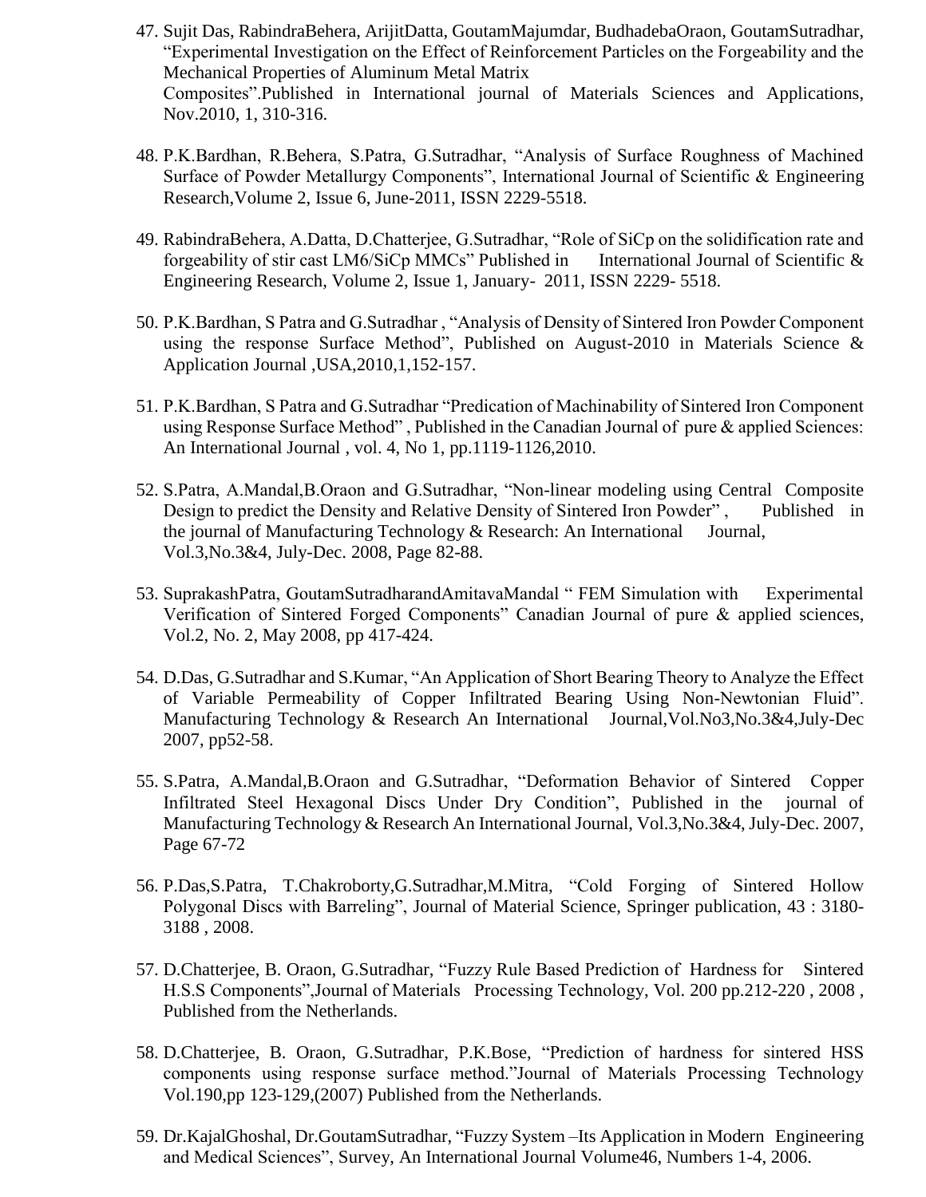47. Sujit Das, RabindraBehera, ArijitDatta, GoutamMajumdar, BudhadebaOraon, GoutamSutradhar, "Experimental Investigation on the Effect of Reinforcement Particles on the Forgeability and the Mechanical Properties of Aluminum Metal Matrix Composites".Published in International journal of Materials Sciences and Applications, Nov.2010, 1, 310-316.

48. P.K.Bardhan, R.Behera, S.Patra, G.Sutradhar, "Analysis of Surface Roughness of Machined Surface of Powder Metallurgy Components", International Journal of Scientific & Engineering Research,Volume 2, Issue 6, June-2011, ISSN 2229-5518.

49. RabindraBehera, A.Datta, D.Chatterjee, G.Sutradhar, "Role of SiCp on the solidification rate and forgeability of stir cast LM6/SiCp MMCs" Published in International Journal of Scientific & Engineering Research, Volume 2, Issue 1, January- 2011, ISSN 2229- 5518.

50. P.K.Bardhan, S Patra and G.Sutradhar , "Analysis of Density of Sintered Iron Powder Component using the response Surface Method", Published on August-2010 in Materials Science & Application Journal ,USA,2010,1,152-157.

51. P.K.Bardhan, S Patra and G.Sutradhar "Predication of Machinability of Sintered Iron Component using Response Surface Method" , Published in the Canadian Journal of pure & applied Sciences: An International Journal , vol. 4, No 1, pp.1119-1126,2010.

52. S.Patra, A.Mandal,B.Oraon and G.Sutradhar, "Non-linear modeling using Central Composite Design to predict the Density and Relative Density of Sintered Iron Powder" , Published in the journal of Manufacturing Technology & Research: An International Journal, Vol.3,No.3&4, July-Dec. 2008, Page 82-88.

53. SuprakashPatra, GoutamSutradharandAmitavaMandal " FEM Simulation with Experimental Verification of Sintered Forged Components" Canadian Journal of pure & applied sciences, Vol.2, No. 2, May 2008, pp 417-424.

54. D.Das, G.Sutradhar and S.Kumar, "An Application of Short Bearing Theory to Analyze the Effect of Variable Permeability of Copper Infiltrated Bearing Using Non-Newtonian Fluid". Manufacturing Technology & Research An International Journal,Vol.No3,No.3&4,July-Dec 2007, pp52-58.

55. S.Patra, A.Mandal,B.Oraon and G.Sutradhar, "Deformation Behavior of Sintered Copper Infiltrated Steel Hexagonal Discs Under Dry Condition", Published in the journal of Manufacturing Technology & Research An International Journal, Vol.3,No.3&4, July-Dec. 2007, Page 67-72

56. P.Das,S.Patra, T.Chakroborty,G.Sutradhar,M.Mitra, "Cold Forging of Sintered Hollow Polygonal Discs with Barreling", Journal of Material Science, Springer publication, 43 : 3180-3188 , 2008.

57. D.Chatterjee, B. Oraon, G.Sutradhar, "Fuzzy Rule Based Prediction of Hardness for Sintered H.S.S Components",Journal of Materials Processing Technology, Vol. 200 pp.212-220 , 2008 , Published from the Netherlands.

58. D.Chatterjee, B. Oraon, G.Sutradhar, P.K.Bose, "Prediction of hardness for sintered HSS components using response surface method."Journal of Materials Processing Technology Vol.190,pp 123-129,(2007) Published from the Netherlands.

59. Dr.KajalGhoshal, Dr.GoutamSutradhar, "Fuzzy System –Its Application in Modern Engineering and Medical Sciences", Survey, An International Journal Volume46, Numbers 1-4, 2006.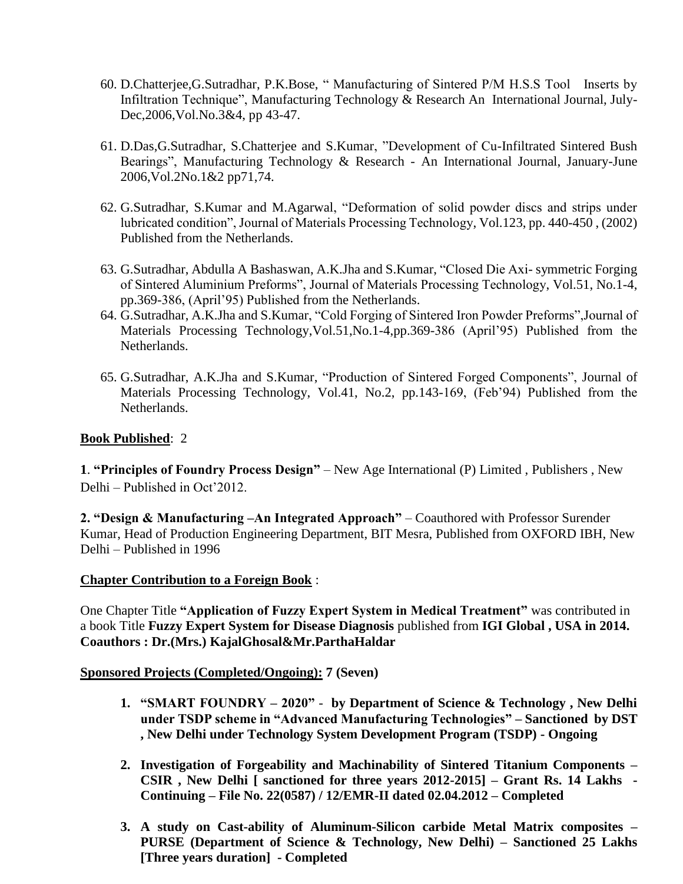60. D.Chatterjee,G.Sutradhar, P.K.Bose, " Manufacturing of Sintered P/M H.S.S Tool Inserts by Infiltration Technique", Manufacturing Technology & Research An International Journal, July-Dec,2006,Vol.No.3&4, pp 43-47.

61. D.Das,G.Sutradhar, S.Chatterjee and S.Kumar, "Development of Cu-Infiltrated Sintered Bush Bearings", Manufacturing Technology & Research - An International Journal, January-June 2006,Vol.2No.1&2 pp71,74.

62. G.Sutradhar, S.Kumar and M.Agarwal, "Deformation of solid powder discs and strips under lubricated condition", Journal of Materials Processing Technology, Vol.123, pp. 440-450 , (2002) Published from the Netherlands.

63. G.Sutradhar, Abdulla A Bashaswan, A.K.Jha and S.Kumar, "Closed Die Axi- symmetric Forging of Sintered Aluminium Preforms", Journal of Materials Processing Technology, Vol.51, No.1-4, pp.369-386, (April'95) Published from the Netherlands.
64. G.Sutradhar, A.K.Jha and S.Kumar, "Cold Forging of Sintered Iron Powder Preforms",Journal of Materials Processing Technology,Vol.51,No.1-4,pp.369-386 (April'95) Published from the Netherlands.

65. G.Sutradhar, A.K.Jha and S.Kumar, "Production of Sintered Forged Components", Journal of Materials Processing Technology, Vol.41, No.2, pp.143-169, (Feb'94) Published from the Netherlands.

**Book Published**: 2

**1**. **"Principles of Foundry Process Design"** – New Age International (P) Limited , Publishers , New Delhi – Published in Oct'2012.

**2. "Design & Manufacturing –An Integrated Approach"** – Coauthored with Professor Surender Kumar, Head of Production Engineering Department, BIT Mesra, Published from OXFORD IBH, New Delhi – Published in 1996

**Chapter Contribution to a Foreign Book** :

One Chapter Title **"Application of Fuzzy Expert System in Medical Treatment"** was contributed in a book Title **Fuzzy Expert System for Disease Diagnosis** published from **IGI Global , USA in 2014. Coauthors : Dr.(Mrs.) KajalGhosal&Mr.ParthaHaldar**

**Sponsored Projects (Completed/Ongoing): 7 (Seven)**

1. **"SMART FOUNDRY – 2020" - by Department of Science & Technology , New Delhi under TSDP scheme in "Advanced Manufacturing Technologies" – Sanctioned by DST , New Delhi under Technology System Development Program (TSDP) - Ongoing**

2. **Investigation of Forgeability and Machinability of Sintered Titanium Components – CSIR , New Delhi [ sanctioned for three years 2012-2015] – Grant Rs. 14 Lakhs - Continuing – File No. 22(0587) / 12/EMR-II dated 02.04.2012 – Completed**

3. **A study on Cast-ability of Aluminum-Silicon carbide Metal Matrix composites – PURSE (Department of Science & Technology, New Delhi) – Sanctioned 25 Lakhs [Three years duration] - Completed**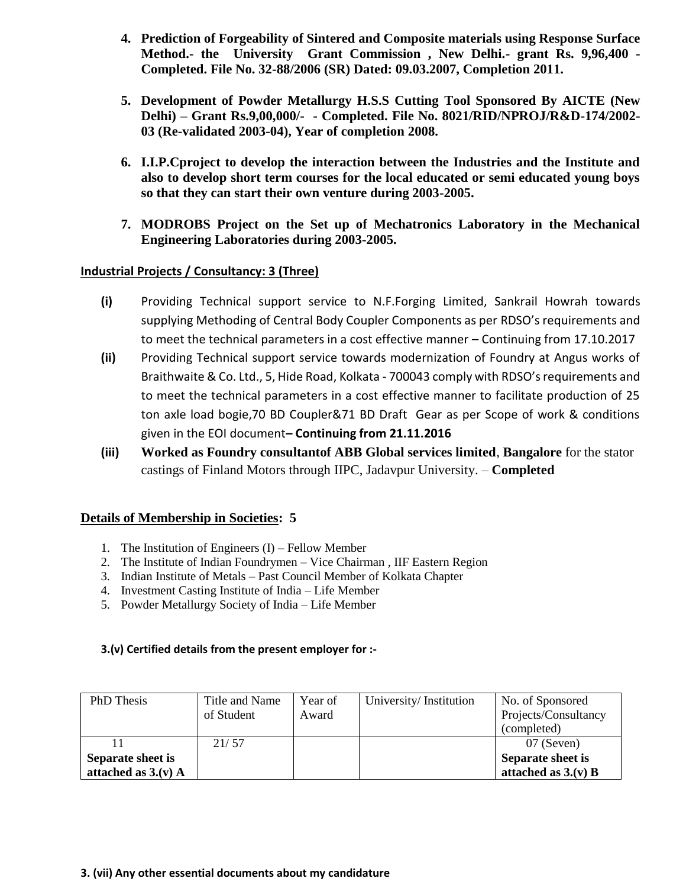4. **Prediction of Forgeability of Sintered and Composite materials using Response Surface Method.- the University Grant Commission , New Delhi.- grant Rs. 9,96,400 - Completed. File No. 32-88/2006 (SR) Dated: 09.03.2007, Completion 2011.**

5. **Development of Powder Metallurgy H.S.S Cutting Tool Sponsored By AICTE (New Delhi) – Grant Rs.9,00,000/- - Completed. File No. 8021/RID/NPROJ/R&D-174/2002-03 (Re-validated 2003-04), Year of completion 2008.**

6. **I.I.P.Cproject to develop the interaction between the Industries and the Institute and also to develop short term courses for the local educated or semi educated young boys so that they can start their own venture during 2003-2005.**

7. **MODROBS Project on the Set up of Mechatronics Laboratory in the Mechanical Engineering Laboratories during 2003-2005.**

**Industrial Projects / Consultancy: 3 (Three)**

- **(i)** Providing Technical support service to N.F.Forging Limited, Sankrail Howrah towards supplying Methoding of Central Body Coupler Components as per RDSO's requirements and to meet the technical parameters in a cost effective manner – Continuing from 17.10.2017
- **(ii)** Providing Technical support service towards modernization of Foundry at Angus works of Braithwaite & Co. Ltd., 5, Hide Road, Kolkata - 700043 comply with RDSO's requirements and to meet the technical parameters in a cost effective manner to facilitate production of 25 ton axle load bogie,70 BD Coupler&71 BD Draft Gear as per Scope of work & conditions given in the EOI document **– Continuing from 21.11.2016**
- **(iii)** **Worked as Foundry consultantof ABB Global services limited**, **Bangalore** for the stator castings of Finland Motors through IIPC, Jadavpur University. – **Completed**

**Details of Membership in Societies: 5**

1. The Institution of Engineers (I) – Fellow Member
2. The Institute of Indian Foundrymen – Vice Chairman , IIF Eastern Region
3. Indian Institute of Metals – Past Council Member of Kolkata Chapter
4. Investment Casting Institute of India – Life Member
5. Powder Metallurgy Society of India – Life Member

**3.(v) Certified details from the present employer for :-**

| PhD Thesis | Title and Name of Student | Year of Award | University/ Institution | No. of Sponsored Projects/Consultancy (completed) |
|---|---|---|---|---|
| 11 **Separate sheet is attached as 3.(v) A** | 21/ 57 | | | 07 (Seven) **Separate sheet is attached as 3.(v) B** |

**3. (vii) Any other essential documents about my candidature**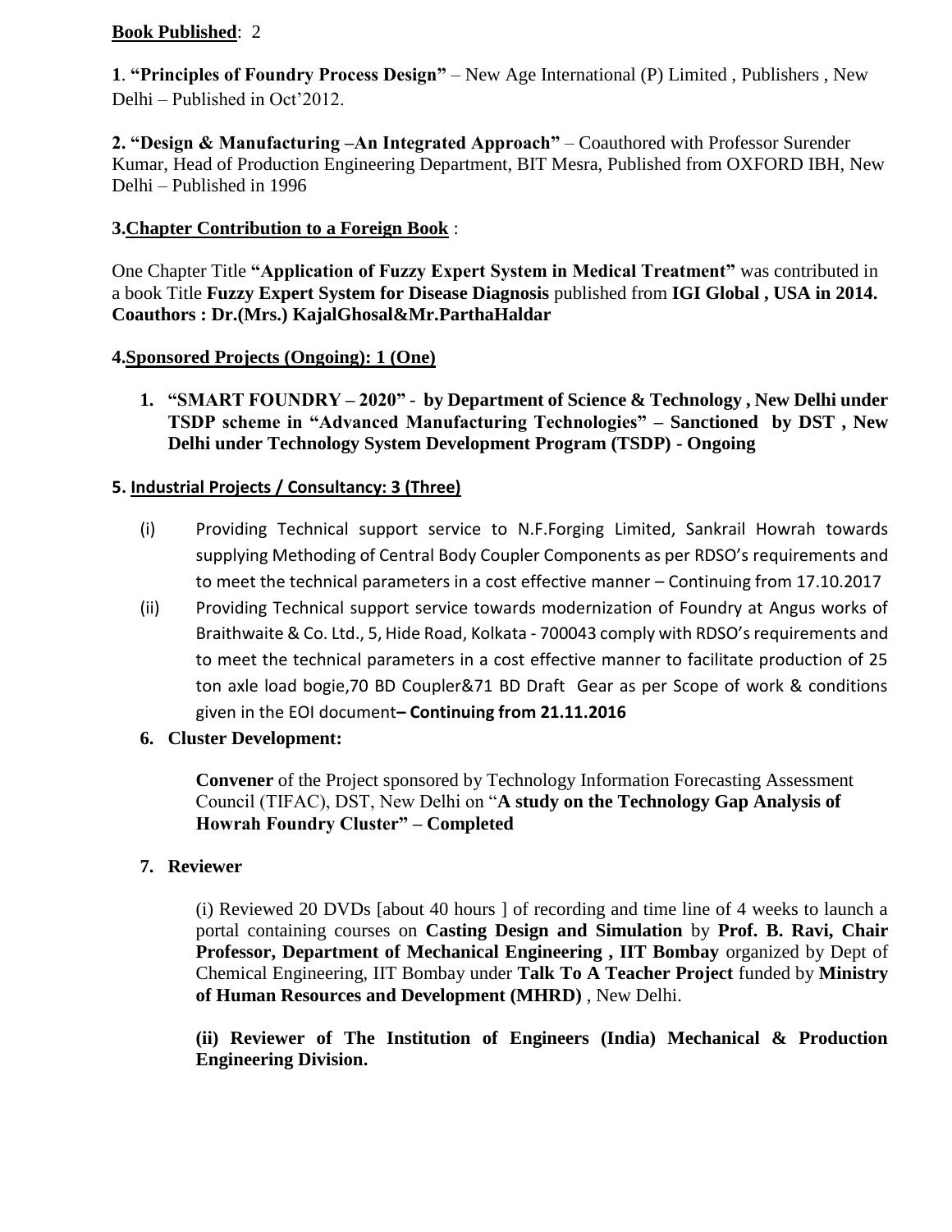**Book Published**: 2

**1**. **"Principles of Foundry Process Design"** – New Age International (P) Limited , Publishers , New Delhi – Published in Oct'2012.

**2. "Design & Manufacturing –An Integrated Approach"** – Coauthored with Professor Surender Kumar, Head of Production Engineering Department, BIT Mesra, Published from OXFORD IBH, New Delhi – Published in 1996

**3.Chapter Contribution to a Foreign Book** :

One Chapter Title **"Application of Fuzzy Expert System in Medical Treatment"** was contributed in a book Title **Fuzzy Expert System for Disease Diagnosis** published from **IGI Global , USA in 2014. Coauthors : Dr.(Mrs.) KajalGhosal&Mr.ParthaHaldar**

**4.Sponsored Projects (Ongoing): 1 (One)**

1. **"SMART FOUNDRY – 2020" - by Department of Science & Technology , New Delhi under TSDP scheme in "Advanced Manufacturing Technologies" – Sanctioned by DST , New Delhi under Technology System Development Program (TSDP) - Ongoing**

**5. Industrial Projects / Consultancy: 3 (Three)**

(i) Providing Technical support service to N.F.Forging Limited, Sankrail Howrah towards supplying Methoding of Central Body Coupler Components as per RDSO's requirements and to meet the technical parameters in a cost effective manner – Continuing from 17.10.2017

(ii) Providing Technical support service towards modernization of Foundry at Angus works of Braithwaite & Co. Ltd., 5, Hide Road, Kolkata - 700043 comply with RDSO's requirements and to meet the technical parameters in a cost effective manner to facilitate production of 25 ton axle load bogie,70 BD Coupler&71 BD Draft Gear as per Scope of work & conditions given in the EOI document**– Continuing from 21.11.2016**

**6. Cluster Development:**

**Convener** of the Project sponsored by Technology Information Forecasting Assessment Council (TIFAC), DST, New Delhi on "**A study on the Technology Gap Analysis of Howrah Foundry Cluster" – Completed**

**7. Reviewer**

(i) Reviewed 20 DVDs [about 40 hours ] of recording and time line of 4 weeks to launch a portal containing courses on **Casting Design and Simulation** by **Prof. B. Ravi, Chair Professor, Department of Mechanical Engineering , IIT Bombay** organized by Dept of Chemical Engineering, IIT Bombay under **Talk To A Teacher Project** funded by **Ministry of Human Resources and Development (MHRD)** , New Delhi.

**(ii) Reviewer of The Institution of Engineers (India) Mechanical & Production Engineering Division.**